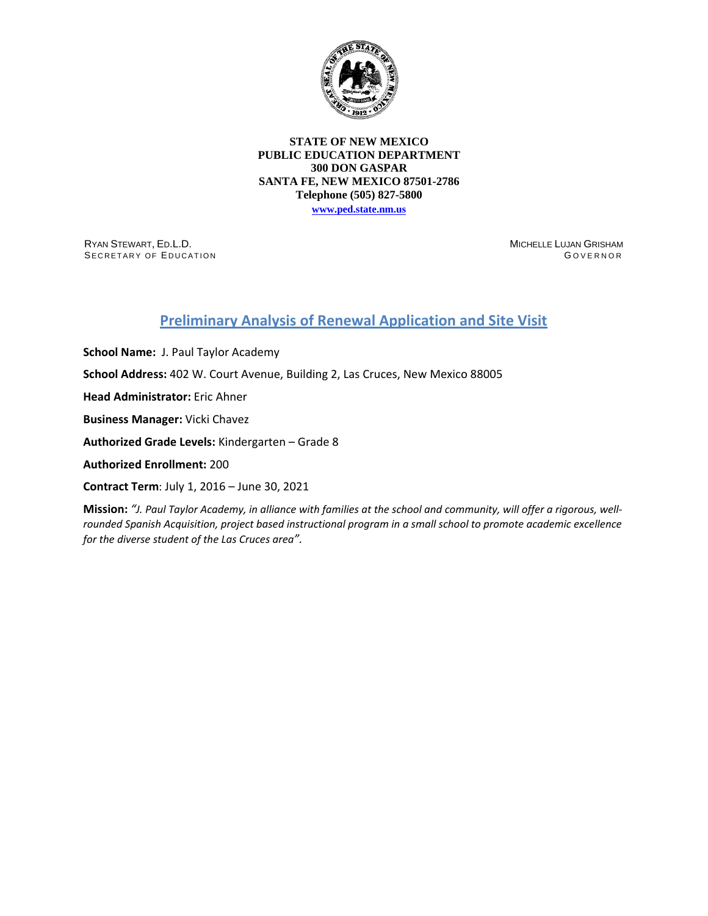**STATE OF NEW MEXICO**
**PUBLIC EDUCATION DEPARTMENT**
**300 DON GASPAR**
**SANTA FE, NEW MEXICO 87501-2786**
**Telephone (505) 827-5800**
**www.ped.state.nm.us**

RYAN STEWART, ED.L.D.
SECRETARY OF EDUCATION

MICHELLE LUJAN GRISHAM
GOVERNOR

# Preliminary Analysis of Renewal Application and Site Visit

**School Name:** J. Paul Taylor Academy

**School Address:** 402 W. Court Avenue, Building 2, Las Cruces, New Mexico 88005

**Head Administrator:** Eric Ahner

**Business Manager:** Vicki Chavez

**Authorized Grade Levels:** Kindergarten – Grade 8

**Authorized Enrollment:** 200

**Contract Term**: July 1, 2016 – June 30, 2021

**Mission:** *"J. Paul Taylor Academy, in alliance with families at the school and community, will offer a rigorous, well-rounded Spanish Acquisition, project based instructional program in a small school to promote academic excellence for the diverse student of the Las Cruces area".*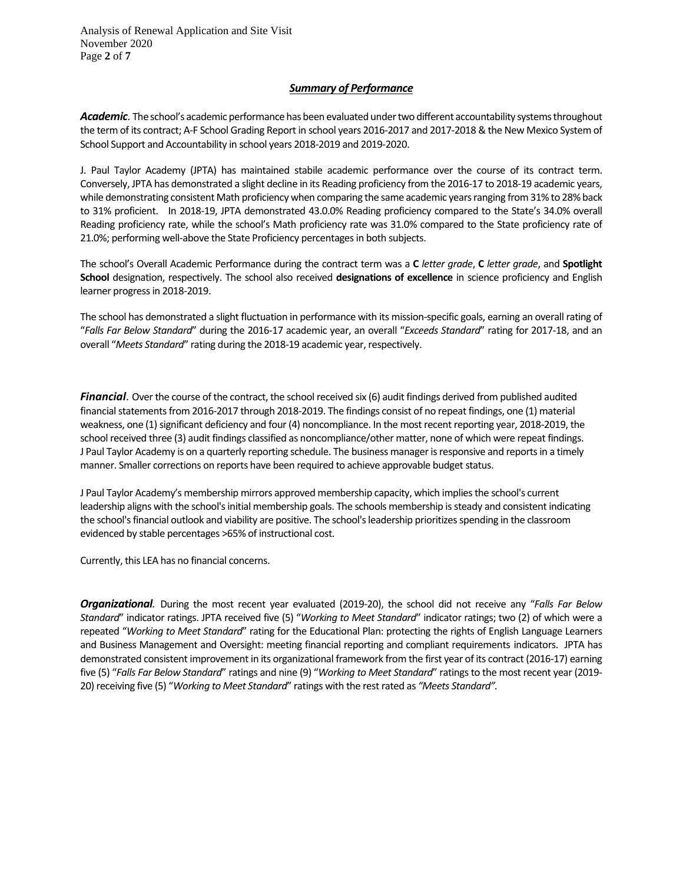## ***Summary of Performance***

***Academic***. The school's academic performance has been evaluated under two different accountability systems throughout the term of its contract; A-F School Grading Report in school years 2016-2017 and 2017-2018 & the New Mexico System of School Support and Accountability in school years 2018-2019 and 2019-2020.

J. Paul Taylor Academy (JPTA) has maintained stabile academic performance over the course of its contract term. Conversely, JPTA has demonstrated a slight decline in its Reading proficiency from the 2016-17 to 2018-19 academic years, while demonstrating consistent Math proficiency when comparing the same academic years ranging from 31% to 28% back to 31% proficient. In 2018-19, JPTA demonstrated 43.0.0% Reading proficiency compared to the State's 34.0% overall Reading proficiency rate, while the school's Math proficiency rate was 31.0% compared to the State proficiency rate of 21.0%; performing well-above the State Proficiency percentages in both subjects.

The school's Overall Academic Performance during the contract term was a **C** *letter grade*, **C** *letter grade*, and **Spotlight School** designation, respectively. The school also received **designations of excellence** in science proficiency and English learner progress in 2018-2019.

The school has demonstrated a slight fluctuation in performance with its mission-specific goals, earning an overall rating of "*Falls Far Below Standard*" during the 2016-17 academic year, an overall "*Exceeds Standard*" rating for 2017-18, and an overall "*Meets Standard*" rating during the 2018-19 academic year, respectively.

***Financial***. Over the course of the contract, the school received six (6) audit findings derived from published audited financial statements from 2016-2017 through 2018-2019. The findings consist of no repeat findings, one (1) material weakness, one (1) significant deficiency and four (4) noncompliance. In the most recent reporting year, 2018-2019, the school received three (3) audit findings classified as noncompliance/other matter, none of which were repeat findings. J Paul Taylor Academy is on a quarterly reporting schedule. The business manager is responsive and reports in a timely manner. Smaller corrections on reports have been required to achieve approvable budget status.

J Paul Taylor Academy's membership mirrors approved membership capacity, which implies the school's current leadership aligns with the school's initial membership goals. The schools membership is steady and consistent indicating the school's financial outlook and viability are positive. The school's leadership prioritizes spending in the classroom evidenced by stable percentages >65% of instructional cost.

Currently, this LEA has no financial concerns.

***Organizational***. During the most recent year evaluated (2019-20), the school did not receive any "*Falls Far Below Standard*" indicator ratings. JPTA received five (5) "*Working to Meet Standard*" indicator ratings; two (2) of which were a repeated "*Working to Meet Standard*" rating for the Educational Plan: protecting the rights of English Language Learners and Business Management and Oversight: meeting financial reporting and compliant requirements indicators. JPTA has demonstrated consistent improvement in its organizational framework from the first year of its contract (2016-17) earning five (5) "*Falls Far Below Standard*" ratings and nine (9) "*Working to Meet Standard*" ratings to the most recent year (2019-20) receiving five (5) "*Working to Meet Standard*" ratings with the rest rated as *"Meets Standard".*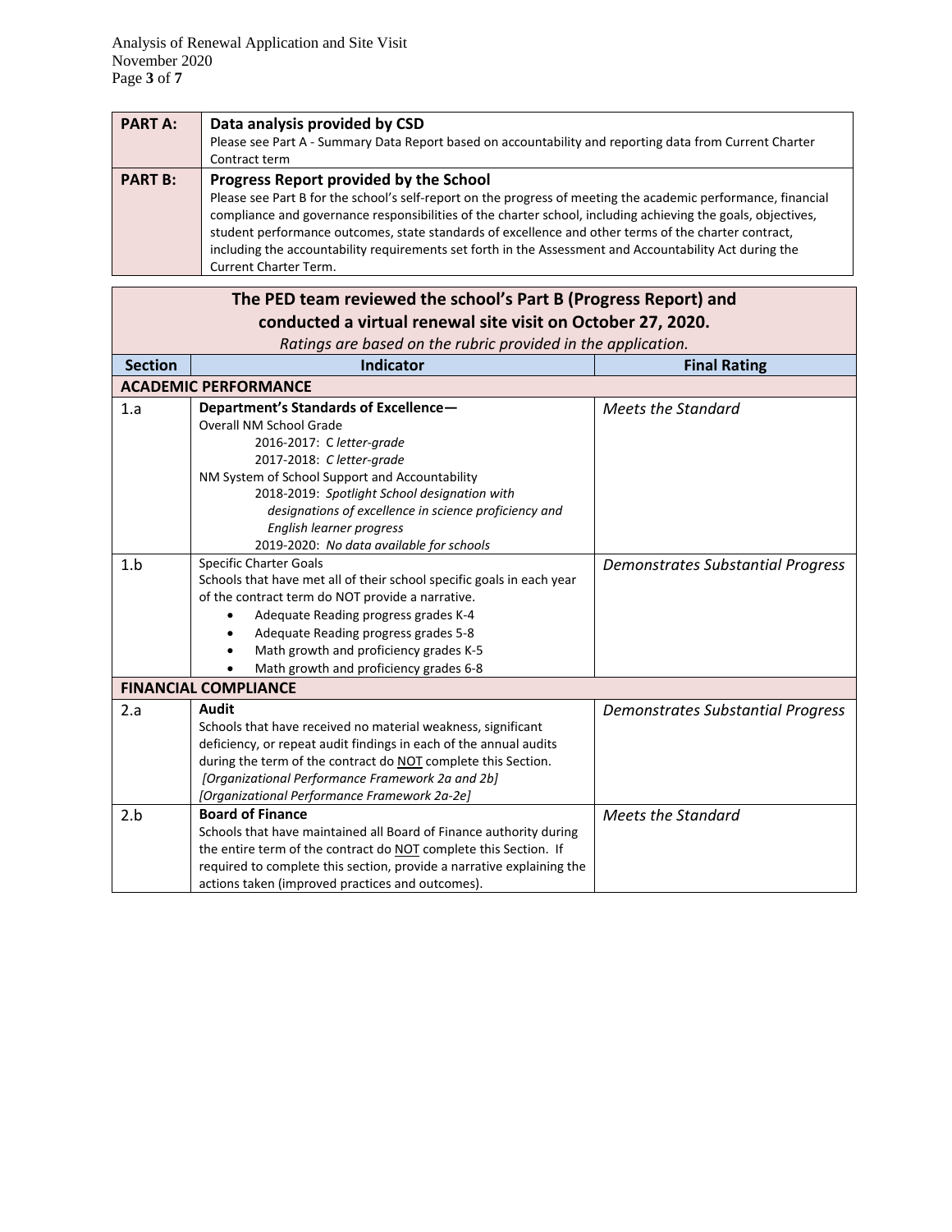| PART A: | **Data analysis provided by CSD**<br>Please see Part A - Summary Data Report based on accountability and reporting data from Current Charter Contract term |
|---|---|
| **PART B:** | **Progress Report provided by the School**<br>Please see Part B for the school's self-report on the progress of meeting the academic performance, financial compliance and governance responsibilities of the charter school, including achieving the goals, objectives, student performance outcomes, state standards of excellence and other terms of the charter contract, including the accountability requirements set forth in the Assessment and Accountability Act during the Current Charter Term. |

**The PED team reviewed the school's Part B (Progress Report) and conducted a virtual renewal site visit on October 27, 2020.**

*Ratings are based on the rubric provided in the application.*

| Section | Indicator | Final Rating |
|---|---|---|
| **ACADEMIC PERFORMANCE** | | |
| 1.a | **Department's Standards of Excellence—**<br>Overall NM School Grade<br>2016-2017: C *letter-grade*<br>2017-2018: *C letter-grade*<br>NM System of School Support and Accountability<br>2018-2019: *Spotlight School designation with designations of excellence in science proficiency and English learner progress*<br>2019-2020: *No data available for schools* | *Meets the Standard* |
| 1.b | Specific Charter Goals<br>Schools that have met all of their school specific goals in each year of the contract term do NOT provide a narrative.<br>• Adequate Reading progress grades K-4<br>• Adequate Reading progress grades 5-8<br>• Math growth and proficiency grades K-5<br>• Math growth and proficiency grades 6-8 | *Demonstrates Substantial Progress* |
| **FINANCIAL COMPLIANCE** | | |
| 2.a | **Audit**<br>Schools that have received no material weakness, significant deficiency, or repeat audit findings in each of the annual audits during the term of the contract do NOT complete this Section.<br>*[Organizational Performance Framework 2a and 2b]*<br>*[Organizational Performance Framework 2a-2e]* | *Demonstrates Substantial Progress* |
| 2.b | **Board of Finance**<br>Schools that have maintained all Board of Finance authority during the entire term of the contract do NOT complete this Section. If required to complete this section, provide a narrative explaining the actions taken (improved practices and outcomes). | *Meets the Standard* |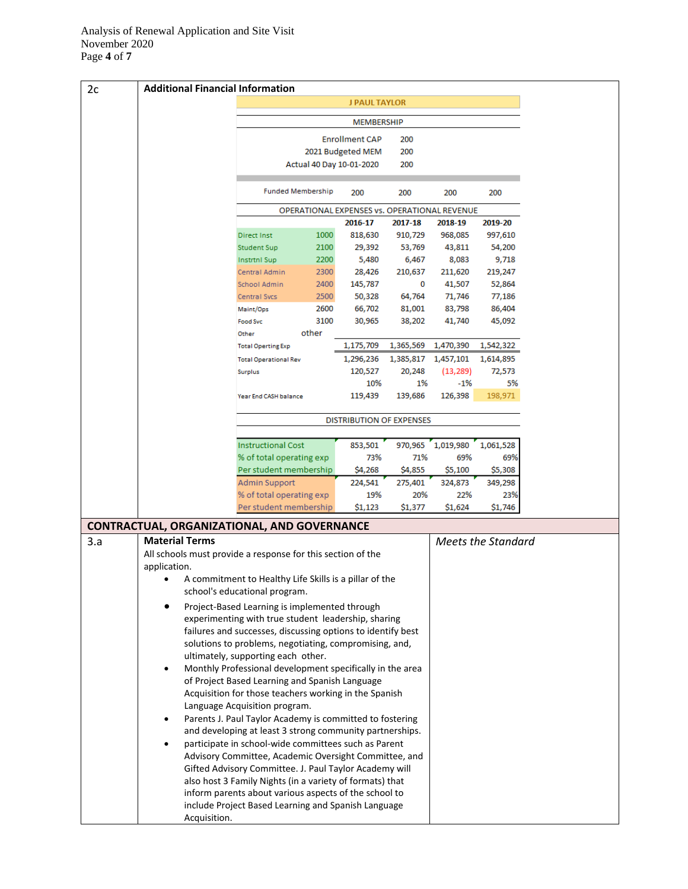## 2c Additional Financial Information

**J PAUL TAYLOR**

**MEMBERSHIP**

| | |
|---|---|
| Enrollment CAP | 200 |
| 2021 Budgeted MEM | 200 |
| Actual 40 Day 10-01-2020 | 200 |

| | | 2016-17 | 2017-18 | 2018-19 | 2019-20 |
|---|---|---|---|---|---|
| Funded Membership | | 200 | 200 | 200 | 200 |
| **OPERATIONAL EXPENSES vs. OPERATIONAL REVENUE** | | | | | |
| | | **2016-17** | **2017-18** | **2018-19** | **2019-20** |
| Direct Inst | 1000 | 818,630 | 910,729 | 968,085 | 997,610 |
| Student Sup | 2100 | 29,392 | 53,769 | 43,811 | 54,200 |
| Instrtnl Sup | 2200 | 5,480 | 6,467 | 8,083 | 9,718 |
| Central Admin | 2300 | 28,426 | 210,637 | 211,620 | 219,247 |
| School Admin | 2400 | 145,787 | 0 | 41,507 | 52,864 |
| Central Svcs | 2500 | 50,328 | 64,764 | 71,746 | 77,186 |
| Maint/Ops | 2600 | 66,702 | 81,001 | 83,798 | 86,404 |
| Food Svc | 3100 | 30,965 | 38,202 | 41,740 | 45,092 |
| Other | other | | | | |
| Total Operting Exp | | 1,175,709 | 1,365,569 | 1,470,390 | 1,542,322 |
| Total Operational Rev | | 1,296,236 | 1,385,817 | 1,457,101 | 1,614,895 |
| Surplus | | 120,527 | 20,248 | (13,289) | 72,573 |
| | | 10% | 1% | -1% | 5% |
| Year End CASH balance | | 119,439 | 139,686 | 126,398 | 198,971 |

**DISTRIBUTION OF EXPENSES**

| | 2016-17 | 2017-18 | 2018-19 | 2019-20 |
|---|---|---|---|---|
| Instructional Cost | 853,501 | 970,965 | 1,019,980 | 1,061,528 |
| % of total operating exp | 73% | 71% | 69% | 69% |
| Per student membership | $4,268 | $4,855 | $5,100 | $5,308 |
| Admin Support | 224,541 | 275,401 | 324,873 | 349,298 |
| % of total operating exp | 19% | 20% | 22% | 23% |
| Per student membership | $1,123 | $1,377 | $1,624 | $1,746 |

## CONTRACTUAL, ORGANIZATIONAL, AND GOVERNANCE

### 3.a Material Terms

*Meets the Standard*

All schools must provide a response for this section of the application.

- A commitment to Healthy Life Skills is a pillar of the school's educational program.
- Project-Based Learning is implemented through experimenting with true student leadership, sharing failures and successes, discussing options to identify best solutions to problems, negotiating, compromising, and, ultimately, supporting each other.
- Monthly Professional development specifically in the area of Project Based Learning and Spanish Language Acquisition for those teachers working in the Spanish Language Acquisition program.
- Parents J. Paul Taylor Academy is committed to fostering and developing at least 3 strong community partnerships.
- participate in school-wide committees such as Parent Advisory Committee, Academic Oversight Committee, and Gifted Advisory Committee. J. Paul Taylor Academy will also host 3 Family Nights (in a variety of formats) that inform parents about various aspects of the school to include Project Based Learning and Spanish Language Acquisition.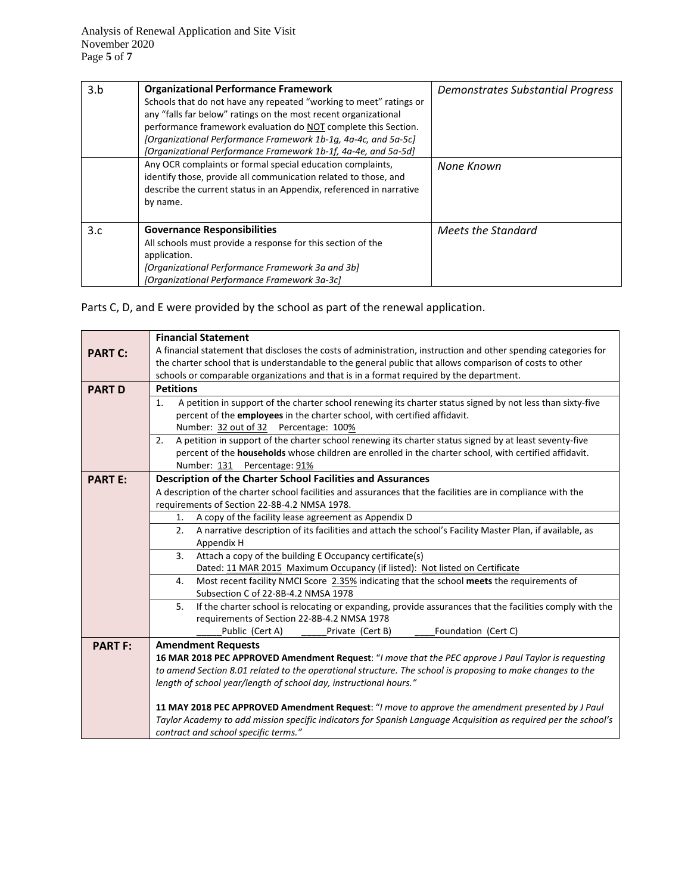| | | |
|---|---|---|
| 3.b | **Organizational Performance Framework**<br>Schools that do not have any repeated "working to meet" ratings or any "falls far below" ratings on the most recent organizational performance framework evaluation do NOT complete this Section.<br>*[Organizational Performance Framework 1b-1g, 4a-4c, and 5a-5c]*<br>*[Organizational Performance Framework 1b-1f, 4a-4e, and 5a-5d]* | *Demonstrates Substantial Progress* |
| | Any OCR complaints or formal special education complaints, identify those, provide all communication related to those, and describe the current status in an Appendix, referenced in narrative by name. | *None Known* |
| 3.c | **Governance Responsibilities**<br>All schools must provide a response for this section of the application.<br>*[Organizational Performance Framework 3a and 3b]*<br>*[Organizational Performance Framework 3a-3c]* | *Meets the Standard* |

Parts C, D, and E were provided by the school as part of the renewal application.

| | |
|---|---|
| **PART C:** | **Financial Statement**<br>A financial statement that discloses the costs of administration, instruction and other spending categories for the charter school that is understandable to the general public that allows comparison of costs to other schools or comparable organizations and that is in a format required by the department. |
| **PART D** | **Petitions** |
| | 1. A petition in support of the charter school renewing its charter status signed by not less than sixty-five percent of the **employees** in the charter school, with certified affidavit.<br>Number: 32 out of 32 Percentage: 100% |
| | 2. A petition in support of the charter school renewing its charter status signed by at least seventy-five percent of the **households** whose children are enrolled in the charter school, with certified affidavit.<br>Number: 131 Percentage: 91% |
| **PART E:** | **Description of the Charter School Facilities and Assurances**<br>A description of the charter school facilities and assurances that the facilities are in compliance with the requirements of Section 22-8B-4.2 NMSA 1978. |
| | 1. A copy of the facility lease agreement as Appendix D |
| | 2. A narrative description of its facilities and attach the school's Facility Master Plan, if available, as Appendix H |
| | 3. Attach a copy of the building E Occupancy certificate(s)<br>Dated: 11 MAR 2015 Maximum Occupancy (if listed): Not listed on Certificate |
| | 4. Most recent facility NMCI Score 2.35% indicating that the school **meets** the requirements of Subsection C of 22-8B-4.2 NMSA 1978 |
| | 5. If the charter school is relocating or expanding, provide assurances that the facilities comply with the requirements of Section 22-8B-4.2 NMSA 1978<br>_____Public (Cert A) _____Private (Cert B) ____Foundation (Cert C) |
| **PART F:** | **Amendment Requests**<br>**16 MAR 2018 PEC APPROVED Amendment Request**: "*I move that the PEC approve J Paul Taylor is requesting to amend Section 8.01 related to the operational structure. The school is proposing to make changes to the length of school year/length of school day, instructional hours.*"<br><br>**11 MAY 2018 PEC APPROVED Amendment Request**: "*I move to approve the amendment presented by J Paul Taylor Academy to add mission specific indicators for Spanish Language Acquisition as required per the school's contract and school specific terms.*" |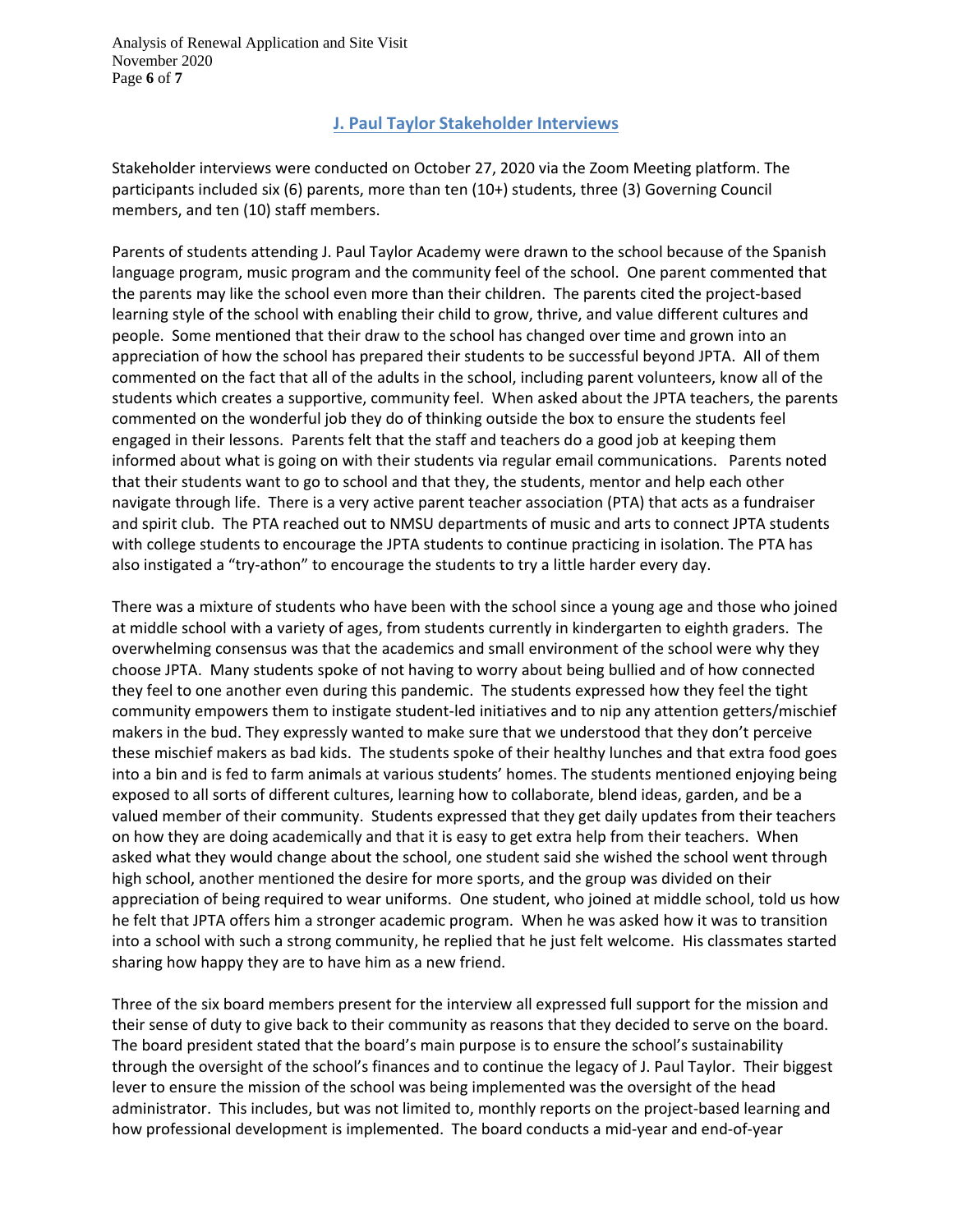## J. Paul Taylor Stakeholder Interviews

Stakeholder interviews were conducted on October 27, 2020 via the Zoom Meeting platform. The participants included six (6) parents, more than ten (10+) students, three (3) Governing Council members, and ten (10) staff members.

Parents of students attending J. Paul Taylor Academy were drawn to the school because of the Spanish language program, music program and the community feel of the school. One parent commented that the parents may like the school even more than their children. The parents cited the project-based learning style of the school with enabling their child to grow, thrive, and value different cultures and people. Some mentioned that their draw to the school has changed over time and grown into an appreciation of how the school has prepared their students to be successful beyond JPTA. All of them commented on the fact that all of the adults in the school, including parent volunteers, know all of the students which creates a supportive, community feel. When asked about the JPTA teachers, the parents commented on the wonderful job they do of thinking outside the box to ensure the students feel engaged in their lessons. Parents felt that the staff and teachers do a good job at keeping them informed about what is going on with their students via regular email communications. Parents noted that their students want to go to school and that they, the students, mentor and help each other navigate through life. There is a very active parent teacher association (PTA) that acts as a fundraiser and spirit club. The PTA reached out to NMSU departments of music and arts to connect JPTA students with college students to encourage the JPTA students to continue practicing in isolation. The PTA has also instigated a "try-athon" to encourage the students to try a little harder every day.

There was a mixture of students who have been with the school since a young age and those who joined at middle school with a variety of ages, from students currently in kindergarten to eighth graders. The overwhelming consensus was that the academics and small environment of the school were why they choose JPTA. Many students spoke of not having to worry about being bullied and of how connected they feel to one another even during this pandemic. The students expressed how they feel the tight community empowers them to instigate student-led initiatives and to nip any attention getters/mischief makers in the bud. They expressly wanted to make sure that we understood that they don't perceive these mischief makers as bad kids. The students spoke of their healthy lunches and that extra food goes into a bin and is fed to farm animals at various students' homes. The students mentioned enjoying being exposed to all sorts of different cultures, learning how to collaborate, blend ideas, garden, and be a valued member of their community. Students expressed that they get daily updates from their teachers on how they are doing academically and that it is easy to get extra help from their teachers. When asked what they would change about the school, one student said she wished the school went through high school, another mentioned the desire for more sports, and the group was divided on their appreciation of being required to wear uniforms. One student, who joined at middle school, told us how he felt that JPTA offers him a stronger academic program. When he was asked how it was to transition into a school with such a strong community, he replied that he just felt welcome. His classmates started sharing how happy they are to have him as a new friend.

Three of the six board members present for the interview all expressed full support for the mission and their sense of duty to give back to their community as reasons that they decided to serve on the board. The board president stated that the board's main purpose is to ensure the school's sustainability through the oversight of the school's finances and to continue the legacy of J. Paul Taylor. Their biggest lever to ensure the mission of the school was being implemented was the oversight of the head administrator. This includes, but was not limited to, monthly reports on the project-based learning and how professional development is implemented. The board conducts a mid-year and end-of-year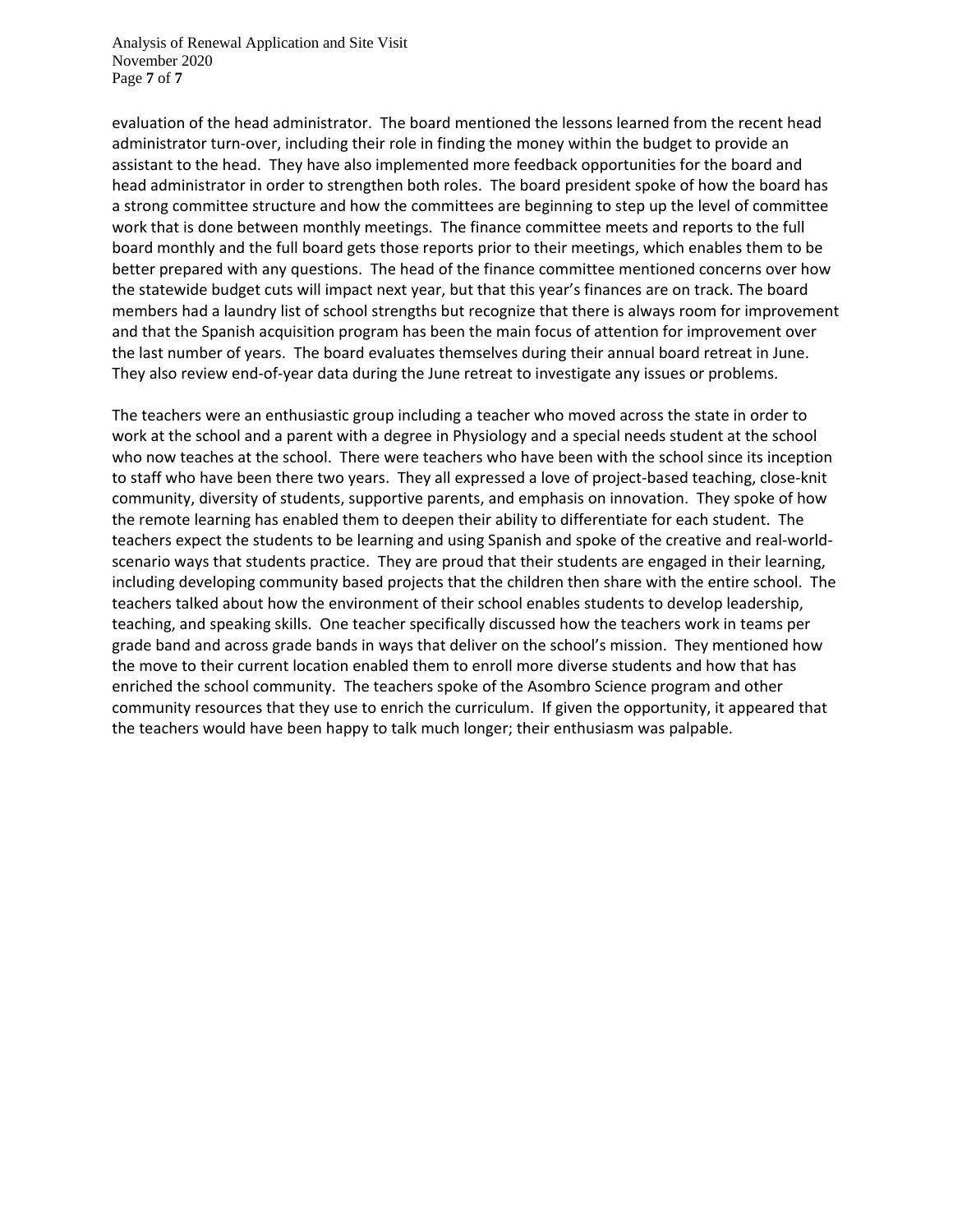evaluation of the head administrator. The board mentioned the lessons learned from the recent head administrator turn-over, including their role in finding the money within the budget to provide an assistant to the head. They have also implemented more feedback opportunities for the board and head administrator in order to strengthen both roles. The board president spoke of how the board has a strong committee structure and how the committees are beginning to step up the level of committee work that is done between monthly meetings. The finance committee meets and reports to the full board monthly and the full board gets those reports prior to their meetings, which enables them to be better prepared with any questions. The head of the finance committee mentioned concerns over how the statewide budget cuts will impact next year, but that this year's finances are on track. The board members had a laundry list of school strengths but recognize that there is always room for improvement and that the Spanish acquisition program has been the main focus of attention for improvement over the last number of years. The board evaluates themselves during their annual board retreat in June. They also review end-of-year data during the June retreat to investigate any issues or problems.

The teachers were an enthusiastic group including a teacher who moved across the state in order to work at the school and a parent with a degree in Physiology and a special needs student at the school who now teaches at the school. There were teachers who have been with the school since its inception to staff who have been there two years. They all expressed a love of project-based teaching, close-knit community, diversity of students, supportive parents, and emphasis on innovation. They spoke of how the remote learning has enabled them to deepen their ability to differentiate for each student. The teachers expect the students to be learning and using Spanish and spoke of the creative and real-world-scenario ways that students practice. They are proud that their students are engaged in their learning, including developing community based projects that the children then share with the entire school. The teachers talked about how the environment of their school enables students to develop leadership, teaching, and speaking skills. One teacher specifically discussed how the teachers work in teams per grade band and across grade bands in ways that deliver on the school's mission. They mentioned how the move to their current location enabled them to enroll more diverse students and how that has enriched the school community. The teachers spoke of the Asombro Science program and other community resources that they use to enrich the curriculum. If given the opportunity, it appeared that the teachers would have been happy to talk much longer; their enthusiasm was palpable.